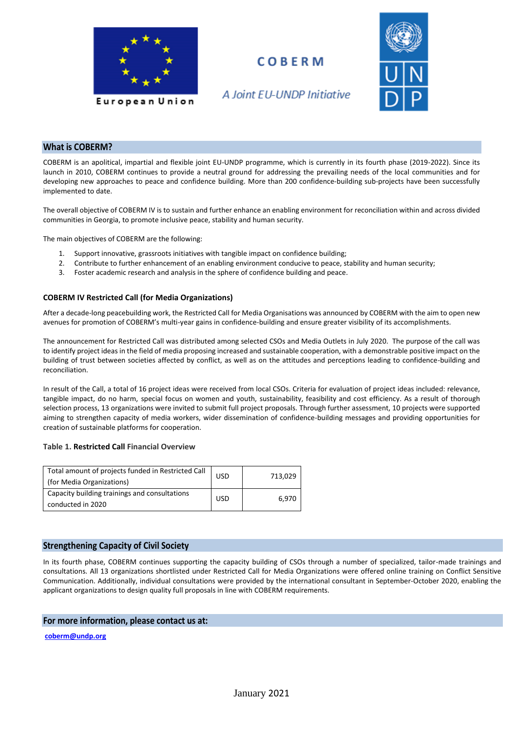European Union

# COBERM

*A Joint EU-UNDP Initiative*

## What is COBERM?

COBERM is an apolitical, impartial and flexible joint EU-UNDP programme, which is currently in its fourth phase (2019-2022). Since its launch in 2010, COBERM continues to provide a neutral ground for addressing the prevailing needs of the local communities and for developing new approaches to peace and confidence building. More than 200 confidence-building sub-projects have been successfully implemented to date.

The overall objective of COBERM IV is to sustain and further enhance an enabling environment for reconciliation within and across divided communities in Georgia, to promote inclusive peace, stability and human security.

The main objectives of COBERM are the following:

1. Support innovative, grassroots initiatives with tangible impact on confidence building;
2. Contribute to further enhancement of an enabling environment conducive to peace, stability and human security;
3. Foster academic research and analysis in the sphere of confidence building and peace.

### COBERM IV Restricted Call (for Media Organizations)

After a decade-long peacebuilding work, the Restricted Call for Media Organisations was announced by COBERM with the aim to open new avenues for promotion of COBERM's multi-year gains in confidence-building and ensure greater visibility of its accomplishments.

The announcement for Restricted Call was distributed among selected CSOs and Media Outlets in July 2020. The purpose of the call was to identify project ideas in the field of media proposing increased and sustainable cooperation, with a demonstrable positive impact on the building of trust between societies affected by conflict, as well as on the attitudes and perceptions leading to confidence-building and reconciliation.

In result of the Call, a total of 16 project ideas were received from local CSOs. Criteria for evaluation of project ideas included: relevance, tangible impact, do no harm, special focus on women and youth, sustainability, feasibility and cost efficiency. As a result of thorough selection process, 13 organizations were invited to submit full project proposals. Through further assessment, 10 projects were supported aiming to strengthen capacity of media workers, wider dissemination of confidence-building messages and providing opportunities for creation of sustainable platforms for cooperation.

**Table 1. Restricted Call Financial Overview**

| | | |
|---|---|---|
| Total amount of projects funded in Restricted Call (for Media Organizations) | USD | 713,029 |
| Capacity building trainings and consultations conducted in 2020 | USD | 6,970 |

## Strengthening Capacity of Civil Society

In its fourth phase, COBERM continues supporting the capacity building of CSOs through a number of specialized, tailor-made trainings and consultations. All 13 organizations shortlisted under Restricted Call for Media Organizations were offered online training on Conflict Sensitive Communication. Additionally, individual consultations were provided by the international consultant in September-October 2020, enabling the applicant organizations to design quality full proposals in line with COBERM requirements.

## For more information, please contact us at:

coberm@undp.org

January 2021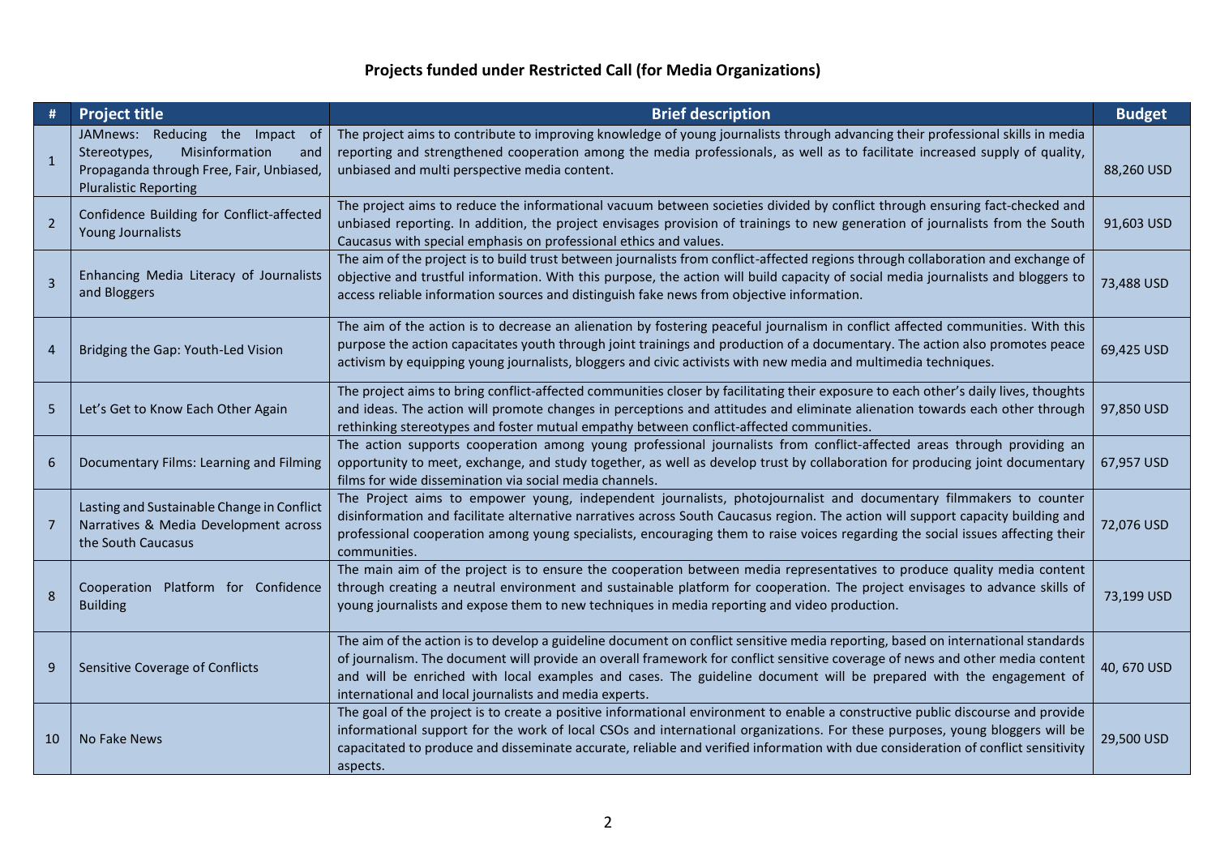**Projects funded under Restricted Call (for Media Organizations)**

| # | Project title | Brief description | Budget |
|---|---|---|---|
| 1 | JAMnews: Reducing the Impact of Stereotypes, Misinformation and Propaganda through Free, Fair, Unbiased, Pluralistic Reporting | The project aims to contribute to improving knowledge of young journalists through advancing their professional skills in media reporting and strengthened cooperation among the media professionals, as well as to facilitate increased supply of quality, unbiased and multi perspective media content. | 88,260 USD |
| 2 | Confidence Building for Conflict-affected Young Journalists | The project aims to reduce the informational vacuum between societies divided by conflict through ensuring fact-checked and unbiased reporting. In addition, the project envisages provision of trainings to new generation of journalists from the South Caucasus with special emphasis on professional ethics and values. | 91,603 USD |
| 3 | Enhancing Media Literacy of Journalists and Bloggers | The aim of the project is to build trust between journalists from conflict-affected regions through collaboration and exchange of objective and trustful information. With this purpose, the action will build capacity of social media journalists and bloggers to access reliable information sources and distinguish fake news from objective information. | 73,488 USD |
| 4 | Bridging the Gap: Youth-Led Vision | The aim of the action is to decrease an alienation by fostering peaceful journalism in conflict affected communities. With this purpose the action capacitates youth through joint trainings and production of a documentary. The action also promotes peace activism by equipping young journalists, bloggers and civic activists with new media and multimedia techniques. | 69,425 USD |
| 5 | Let's Get to Know Each Other Again | The project aims to bring conflict-affected communities closer by facilitating their exposure to each other's daily lives, thoughts and ideas. The action will promote changes in perceptions and attitudes and eliminate alienation towards each other through rethinking stereotypes and foster mutual empathy between conflict-affected communities. | 97,850 USD |
| 6 | Documentary Films: Learning and Filming | The action supports cooperation among young professional journalists from conflict-affected areas through providing an opportunity to meet, exchange, and study together, as well as develop trust by collaboration for producing joint documentary films for wide dissemination via social media channels. | 67,957 USD |
| 7 | Lasting and Sustainable Change in Conflict Narratives & Media Development across the South Caucasus | The Project aims to empower young, independent journalists, photojournalist and documentary filmmakers to counter disinformation and facilitate alternative narratives across South Caucasus region. The action will support capacity building and professional cooperation among young specialists, encouraging them to raise voices regarding the social issues affecting their communities. | 72,076 USD |
| 8 | Cooperation Platform for Confidence Building | The main aim of the project is to ensure the cooperation between media representatives to produce quality media content through creating a neutral environment and sustainable platform for cooperation. The project envisages to advance skills of young journalists and expose them to new techniques in media reporting and video production. | 73,199 USD |
| 9 | Sensitive Coverage of Conflicts | The aim of the action is to develop a guideline document on conflict sensitive media reporting, based on international standards of journalism. The document will provide an overall framework for conflict sensitive coverage of news and other media content and will be enriched with local examples and cases. The guideline document will be prepared with the engagement of international and local journalists and media experts. | 40, 670 USD |
| 10 | No Fake News | The goal of the project is to create a positive informational environment to enable a constructive public discourse and provide informational support for the work of local CSOs and international organizations. For these purposes, young bloggers will be capacitated to produce and disseminate accurate, reliable and verified information with due consideration of conflict sensitivity aspects. | 29,500 USD |